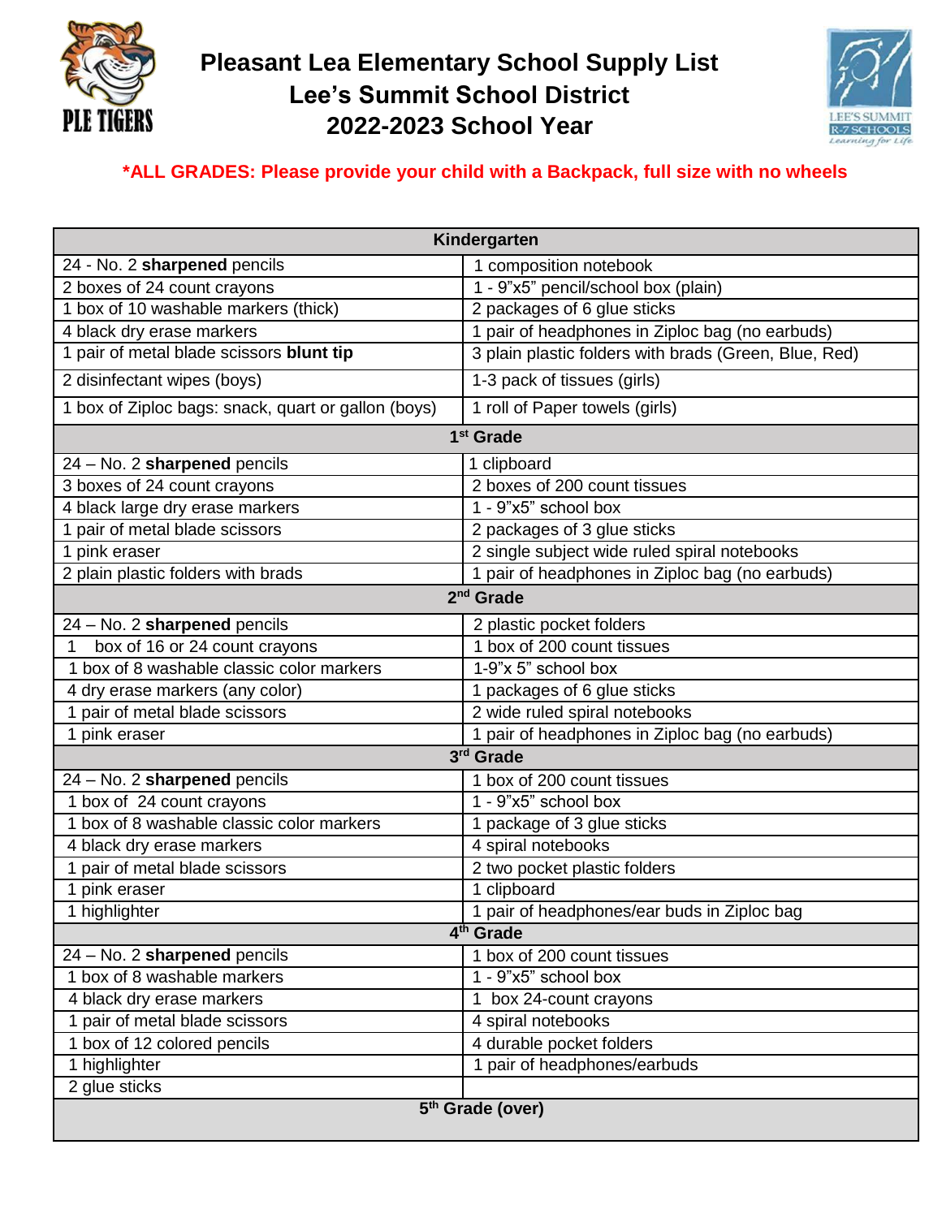# Pleasant Lea Elementary School Supply List
# Lee's Summit School District
# 2022-2023 School Year

**\*ALL GRADES: Please provide your child with a Backpack, full size with no wheels**

| Kindergarten | |
|---|---|
| 24 - No. 2 **sharpened** pencils | 1 composition notebook |
| 2 boxes of 24 count crayons | 1 - 9"x5" pencil/school box (plain) |
| 1 box of 10 washable markers (thick) | 2 packages of 6 glue sticks |
| 4 black dry erase markers | 1 pair of headphones in Ziploc bag (no earbuds) |
| 1 pair of metal blade scissors **blunt tip** | 3 plain plastic folders with brads (Green, Blue, Red) |
| 2 disinfectant wipes (boys) | 1-3 pack of tissues (girls) |
| 1 box of Ziploc bags: snack, quart or gallon (boys) | 1 roll of Paper towels (girls) |
| **1st Grade** | |
| 24 – No. 2 **sharpened** pencils | 1 clipboard |
| 3 boxes of 24 count crayons | 2 boxes of 200 count tissues |
| 4 black large dry erase markers | 1 - 9"x5" school box |
| 1 pair of metal blade scissors | 2 packages of 3 glue sticks |
| 1 pink eraser | 2 single subject wide ruled spiral notebooks |
| 2 plain plastic folders with brads | 1 pair of headphones in Ziploc bag (no earbuds) |
| **2nd Grade** | |
| 24 – No. 2 **sharpened** pencils | 2 plastic pocket folders |
| 1 box of 16 or 24 count crayons | 1 box of 200 count tissues |
| 1 box of 8 washable classic color markers | 1-9"x 5" school box |
| 4 dry erase markers (any color) | 1 packages of 6 glue sticks |
| 1 pair of metal blade scissors | 2 wide ruled spiral notebooks |
| 1 pink eraser | 1 pair of headphones in Ziploc bag (no earbuds) |
| **3rd Grade** | |
| 24 – No. 2 **sharpened** pencils | 1 box of 200 count tissues |
| 1 box of 24 count crayons | 1 - 9"x5" school box |
| 1 box of 8 washable classic color markers | 1 package of 3 glue sticks |
| 4 black dry erase markers | 4 spiral notebooks |
| 1 pair of metal blade scissors | 2 two pocket plastic folders |
| 1 pink eraser | 1 clipboard |
| 1 highlighter | 1 pair of headphones/ear buds in Ziploc bag |
| **4th Grade** | |
| 24 – No. 2 **sharpened** pencils | 1 box of 200 count tissues |
| 1 box of 8 washable markers | 1 - 9"x5" school box |
| 4 black dry erase markers | 1 box 24-count crayons |
| 1 pair of metal blade scissors | 4 spiral notebooks |
| 1 box of 12 colored pencils | 4 durable pocket folders |
| 1 highlighter | 1 pair of headphones/earbuds |
| 2 glue sticks | |
| **5th Grade (over)** | |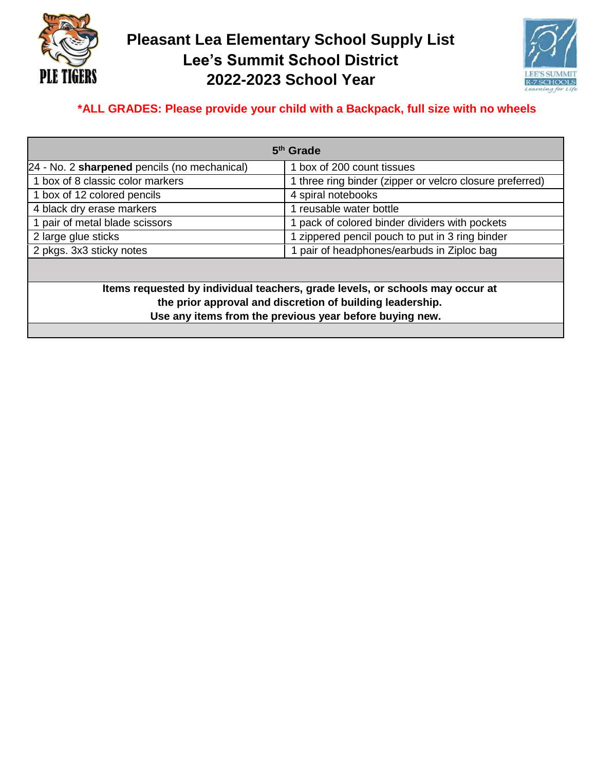# Pleasant Lea Elementary School Supply List
# Lee's Summit School District
# 2022-2023 School Year

**\*ALL GRADES: Please provide your child with a Backpack, full size with no wheels**

| 5th Grade | |
|---|---|
| 24 - No. 2 **sharpened** pencils (no mechanical) | 1 box of 200 count tissues |
| 1 box of 8 classic color markers | 1 three ring binder (zipper or velcro closure preferred) |
| 1 box of 12 colored pencils | 4 spiral notebooks |
| 4 black dry erase markers | 1 reusable water bottle |
| 1 pair of metal blade scissors | 1 pack of colored binder dividers with pockets |
| 2 large glue sticks | 1 zippered pencil pouch to put in 3 ring binder |
| 2 pkgs. 3x3 sticky notes | 1 pair of headphones/earbuds in Ziploc bag |

**Items requested by individual teachers, grade levels, or schools may occur at the prior approval and discretion of building leadership.**
**Use any items from the previous year before buying new.**